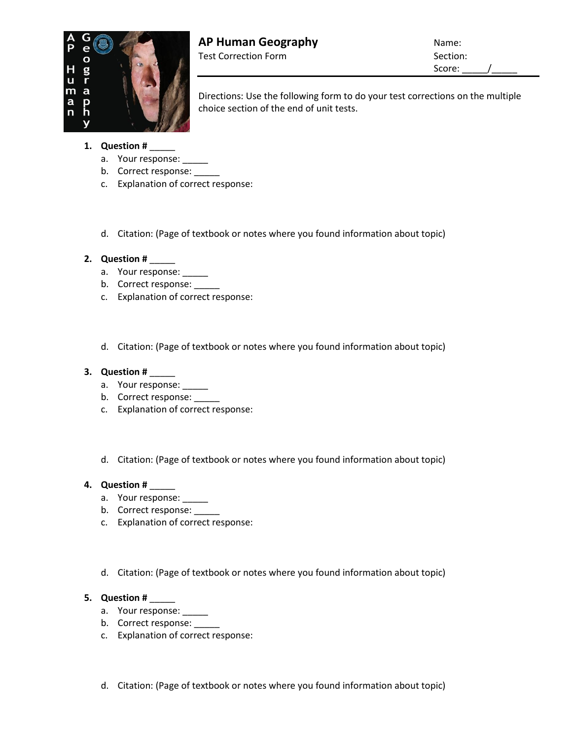# AP Human Geography

Test Correction Form

Name:

Section:

Score: _____/_____

Directions: Use the following form to do your test corrections on the multiple choice section of the end of unit tests.

1. **Question #** _____
   a. Your response: _____
   b. Correct response: _____
   c. Explanation of correct response:

   d. Citation: (Page of textbook or notes where you found information about topic)

2. **Question #** _____
   a. Your response: _____
   b. Correct response: _____
   c. Explanation of correct response:

   d. Citation: (Page of textbook or notes where you found information about topic)

3. **Question #** _____
   a. Your response: _____
   b. Correct response: _____
   c. Explanation of correct response:

   d. Citation: (Page of textbook or notes where you found information about topic)

4. **Question #** _____
   a. Your response: _____
   b. Correct response: _____
   c. Explanation of correct response:

   d. Citation: (Page of textbook or notes where you found information about topic)

5. **Question #** _____
   a. Your response: _____
   b. Correct response: _____
   c. Explanation of correct response:

   d. Citation: (Page of textbook or notes where you found information about topic)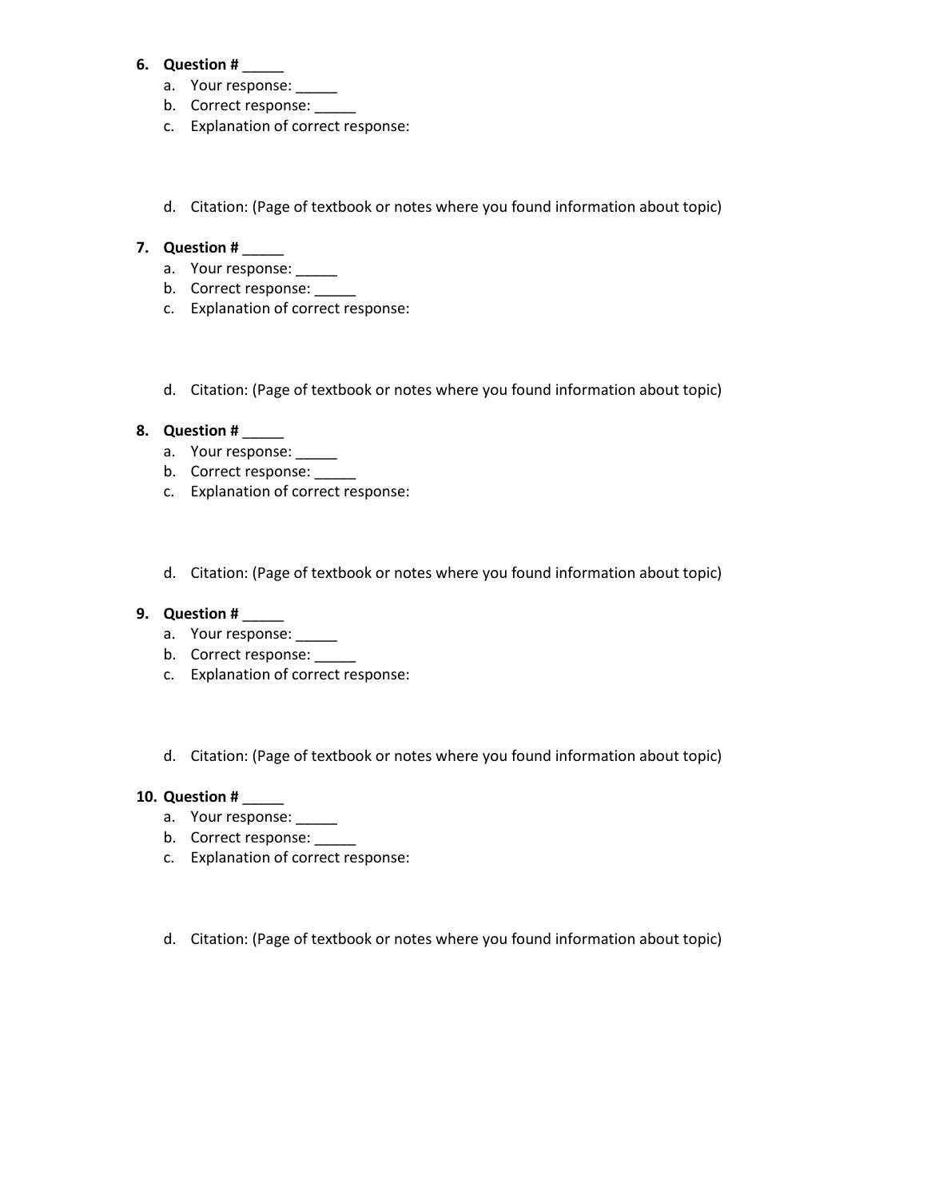6. **Question #** _____
   a. Your response: _____
   b. Correct response: _____
   c. Explanation of correct response:

   d. Citation: (Page of textbook or notes where you found information about topic)

7. **Question #** _____
   a. Your response: _____
   b. Correct response: _____
   c. Explanation of correct response:

   d. Citation: (Page of textbook or notes where you found information about topic)

8. **Question #** _____
   a. Your response: _____
   b. Correct response: _____
   c. Explanation of correct response:

   d. Citation: (Page of textbook or notes where you found information about topic)

9. **Question #** _____
   a. Your response: _____
   b. Correct response: _____
   c. Explanation of correct response:

   d. Citation: (Page of textbook or notes where you found information about topic)

10. **Question #** _____
    a. Your response: _____
    b. Correct response: _____
    c. Explanation of correct response:

    d. Citation: (Page of textbook or notes where you found information about topic)